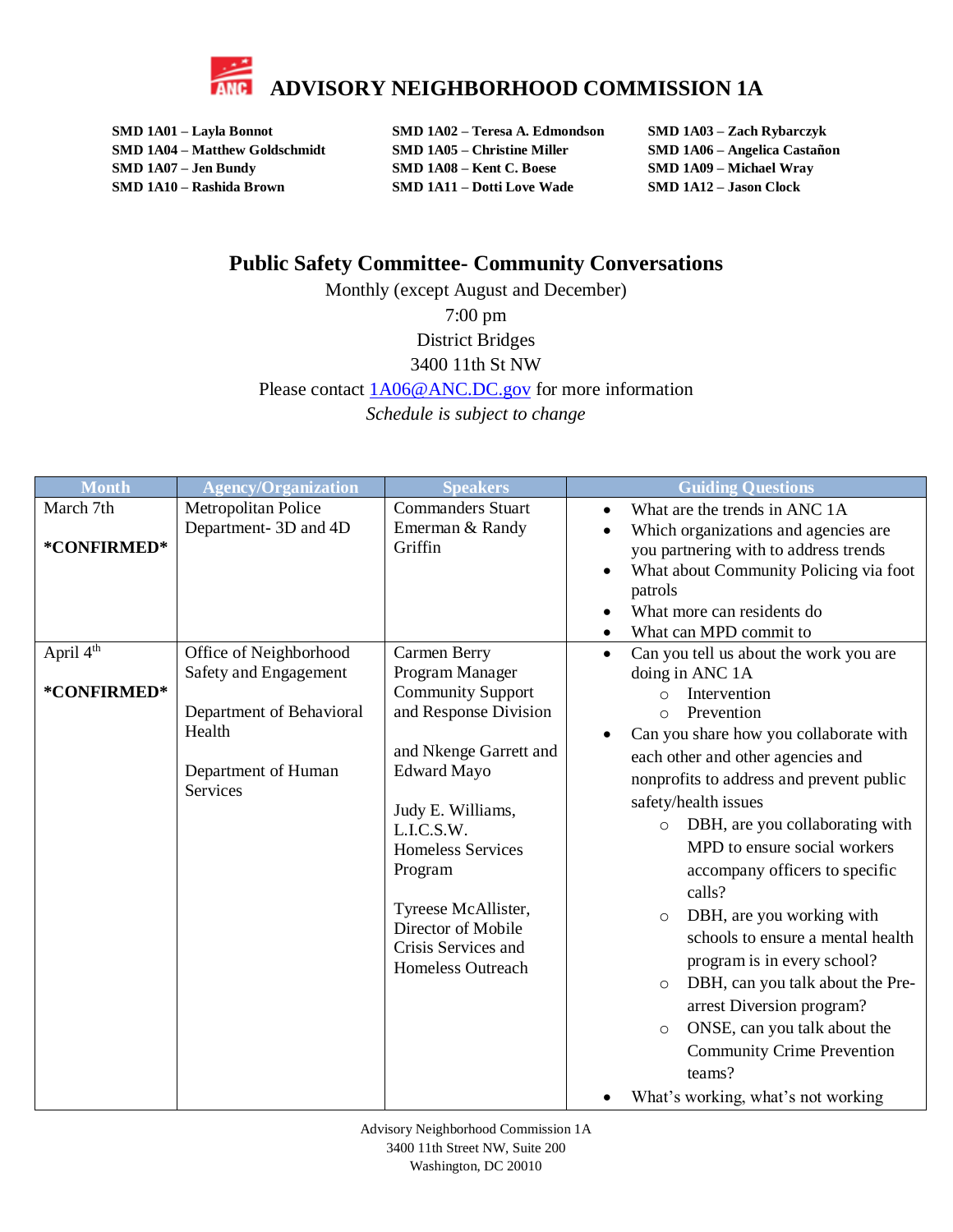# ADVISORY NEIGHBORHOOD COMMISSION 1A

**SMD 1A01 – Layla Bonnot**
**SMD 1A02 – Teresa A. Edmondson**
**SMD 1A03 – Zach Rybarczyk**
**SMD 1A04 – Matthew Goldschmidt**
**SMD 1A05 – Christine Miller**
**SMD 1A06 – Angelica Castañon**
**SMD 1A07 – Jen Bundy**
**SMD 1A08 – Kent C. Boese**
**SMD 1A09 – Michael Wray**
**SMD 1A10 – Rashida Brown**
**SMD 1A11 – Dotti Love Wade**
**SMD 1A12 – Jason Clock**

## Public Safety Committee- Community Conversations

Monthly (except August and December)
7:00 pm
District Bridges
3400 11th St NW
Please contact 1A06@ANC.DC.gov for more information
*Schedule is subject to change*

| Month | Agency/Organization | Speakers | Guiding Questions |
|---|---|---|---|
| March 7th<br><br>**\*CONFIRMED\*** | Metropolitan Police Department- 3D and 4D | Commanders Stuart Emerman & Randy Griffin | • What are the trends in ANC 1A<br>• Which organizations and agencies are you partnering with to address trends<br>• What about Community Policing via foot patrols<br>• What more can residents do<br>• What can MPD commit to |
| April 4th<br><br>**\*CONFIRMED\*** | Office of Neighborhood Safety and Engagement<br><br>Department of Behavioral Health<br><br>Department of Human Services | Carmen Berry Program Manager Community Support and Response Division<br><br>and Nkenge Garrett and Edward Mayo<br><br>Judy E. Williams, L.I.C.S.W. Homeless Services Program<br><br>Tyreese McAllister, Director of Mobile Crisis Services and Homeless Outreach | • Can you tell us about the work you are doing in ANC 1A<br>  ○ Intervention<br>  ○ Prevention<br>• Can you share how you collaborate with each other and other agencies and nonprofits to address and prevent public safety/health issues<br>  ○ DBH, are you collaborating with MPD to ensure social workers accompany officers to specific calls?<br>  ○ DBH, are you working with schools to ensure a mental health program is in every school?<br>  ○ DBH, can you talk about the Pre-arrest Diversion program?<br>  ○ ONSE, can you talk about the Community Crime Prevention teams?<br>• What's working, what's not working |

Advisory Neighborhood Commission 1A
3400 11th Street NW, Suite 200
Washington, DC 20010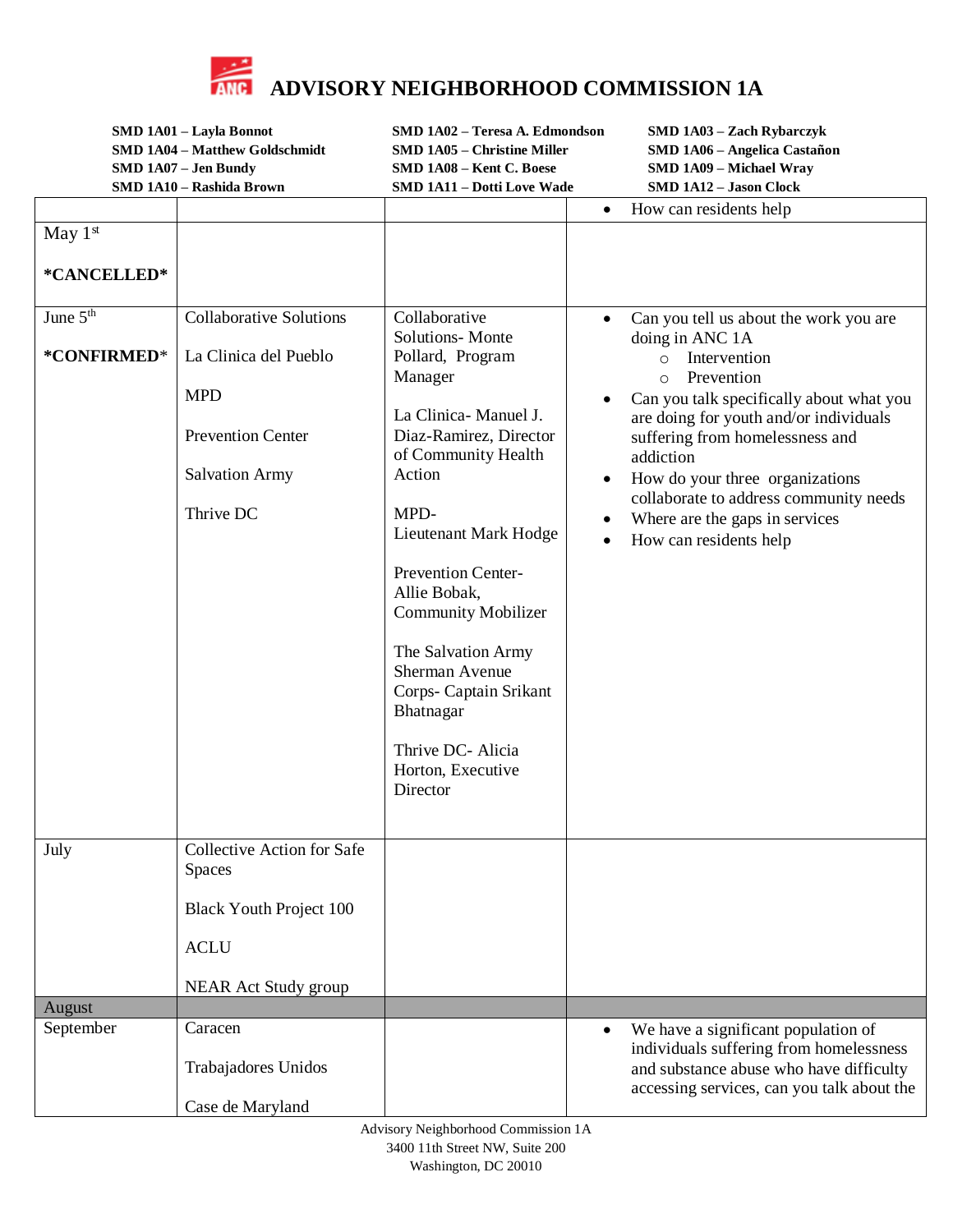# ADVISORY NEIGHBORHOOD COMMISSION 1A

**SMD 1A01 – Layla Bonnot**
**SMD 1A02 – Teresa A. Edmondson**
**SMD 1A03 – Zach Rybarczyk**
**SMD 1A04 – Matthew Goldschmidt**
**SMD 1A05 – Christine Miller**
**SMD 1A06 – Angelica Castañon**
**SMD 1A07 – Jen Bundy**
**SMD 1A08 – Kent C. Boese**
**SMD 1A09 – Michael Wray**
**SMD 1A10 – Rashida Brown**
**SMD 1A11 – Dotti Love Wade**
**SMD 1A12 – Jason Clock**

| | | | |
|---|---|---|---|
| | | | • How can residents help |
| May 1st<br><br>**\*CANCELLED\*** | | | |
| June 5th<br><br>**\*CONFIRMED**\* | Collaborative Solutions<br><br>La Clinica del Pueblo<br><br>MPD<br><br>Prevention Center<br><br>Salvation Army<br><br>Thrive DC | Collaborative Solutions- Monte Pollard, Program Manager<br><br>La Clinica- Manuel J. Diaz-Ramirez, Director of Community Health Action<br><br>MPD- Lieutenant Mark Hodge<br><br>Prevention Center- Allie Bobak, Community Mobilizer<br><br>The Salvation Army Sherman Avenue Corps- Captain Srikant Bhatnagar<br><br>Thrive DC- Alicia Horton, Executive Director | • Can you tell us about the work you are doing in ANC 1A<br>&nbsp;&nbsp;&nbsp;&nbsp;○ Intervention<br>&nbsp;&nbsp;&nbsp;&nbsp;○ Prevention<br>• Can you talk specifically about what you are doing for youth and/or individuals suffering from homelessness and addiction<br>• How do your three organizations collaborate to address community needs<br>• Where are the gaps in services<br>• How can residents help |
| July | Collective Action for Safe Spaces<br><br>Black Youth Project 100<br><br>ACLU<br><br>NEAR Act Study group | | |
| August | | | |
| September | Caracen<br><br>Trabajadores Unidos<br><br>Case de Maryland | | • We have a significant population of individuals suffering from homelessness and substance abuse who have difficulty accessing services, can you talk about the |

Advisory Neighborhood Commission 1A
3400 11th Street NW, Suite 200
Washington, DC 20010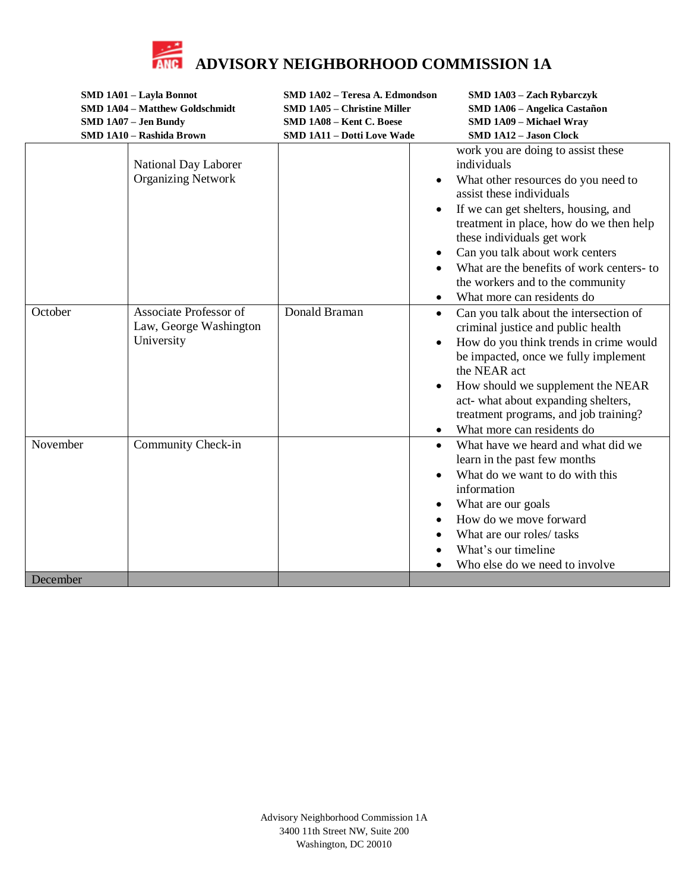# ADVISORY NEIGHBORHOOD COMMISSION 1A

**SMD 1A01 – Layla Bonnot**
**SMD 1A02 – Teresa A. Edmondson**
**SMD 1A03 – Zach Rybarczyk**
**SMD 1A04 – Matthew Goldschmidt**
**SMD 1A05 – Christine Miller**
**SMD 1A06 – Angelica Castañon**
**SMD 1A07 – Jen Bundy**
**SMD 1A08 – Kent C. Boese**
**SMD 1A09 – Michael Wray**
**SMD 1A10 – Rashida Brown**
**SMD 1A11 – Dotti Love Wade**
**SMD 1A12 – Jason Clock**

| | | | |
|---|---|---|---|
| | National Day Laborer Organizing Network | | work you are doing to assist these individuals<br>• What other resources do you need to assist these individuals<br>• If we can get shelters, housing, and treatment in place, how do we then help these individuals get work<br>• Can you talk about work centers<br>• What are the benefits of work centers- to the workers and to the community<br>• What more can residents do |
| October | Associate Professor of Law, George Washington University | Donald Braman | • Can you talk about the intersection of criminal justice and public health<br>• How do you think trends in crime would be impacted, once we fully implement the NEAR act<br>• How should we supplement the NEAR act- what about expanding shelters, treatment programs, and job training?<br>• What more can residents do |
| November | Community Check-in | | • What have we heard and what did we learn in the past few months<br>• What do we want to do with this information<br>• What are our goals<br>• How do we move forward<br>• What are our roles/ tasks<br>• What's our timeline<br>• Who else do we need to involve |
| December | | | |

Advisory Neighborhood Commission 1A
3400 11th Street NW, Suite 200
Washington, DC 20010